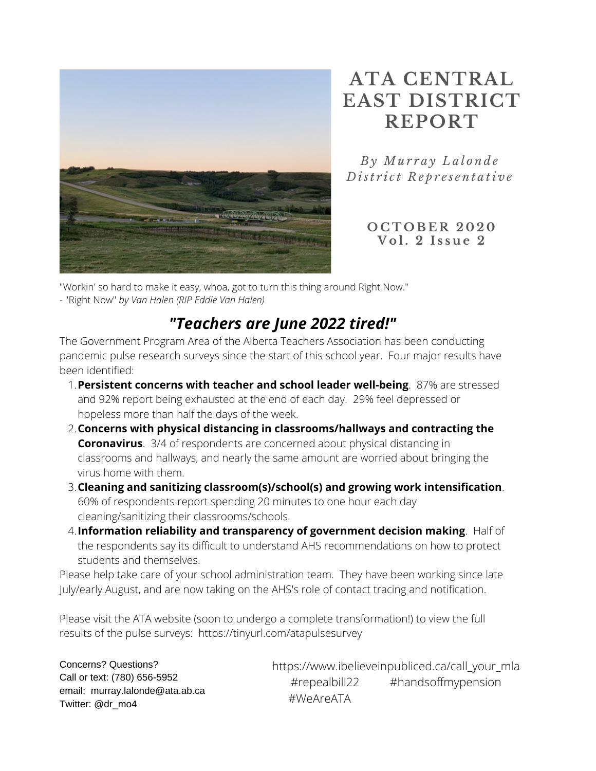# ATA CENTRAL EAST DISTRICT REPORT

*By Murray Lalonde*
*District Representative*

**OCTOBER 2020**
**Vol. 2 Issue 2**

"Workin' so hard to make it easy, whoa, got to turn this thing around Right Now."
- "Right Now" *by Van Halen (RIP Eddie Van Halen)*

## *"Teachers are June 2022 tired!"*

The Government Program Area of the Alberta Teachers Association has been conducting pandemic pulse research surveys since the start of this school year. Four major results have been identified:

1. **Persistent concerns with teacher and school leader well-being**. 87% are stressed and 92% report being exhausted at the end of each day. 29% feel depressed or hopeless more than half the days of the week.
2. **Concerns with physical distancing in classrooms/hallways and contracting the Coronavirus**. 3/4 of respondents are concerned about physical distancing in classrooms and hallways, and nearly the same amount are worried about bringing the virus home with them.
3. **Cleaning and sanitizing classroom(s)/school(s) and growing work intensification**. 60% of respondents report spending 20 minutes to one hour each day cleaning/sanitizing their classrooms/schools.
4. **Information reliability and transparency of government decision making**. Half of the respondents say its difficult to understand AHS recommendations on how to protect students and themselves.

Please help take care of your school administration team. They have been working since late July/early August, and are now taking on the AHS's role of contact tracing and notification.

Please visit the ATA website (soon to undergo a complete transformation!) to view the full results of the pulse surveys: https://tinyurl.com/atapulsesurvey

Concerns? Questions?
Call or text: (780) 656-5952
email: murray.lalonde@ata.ab.ca
Twitter: @dr_mo4

https://www.ibelieveinpubliced.ca/call_your_mla
#repealbill22 #handsoffmypension
#WeAreATA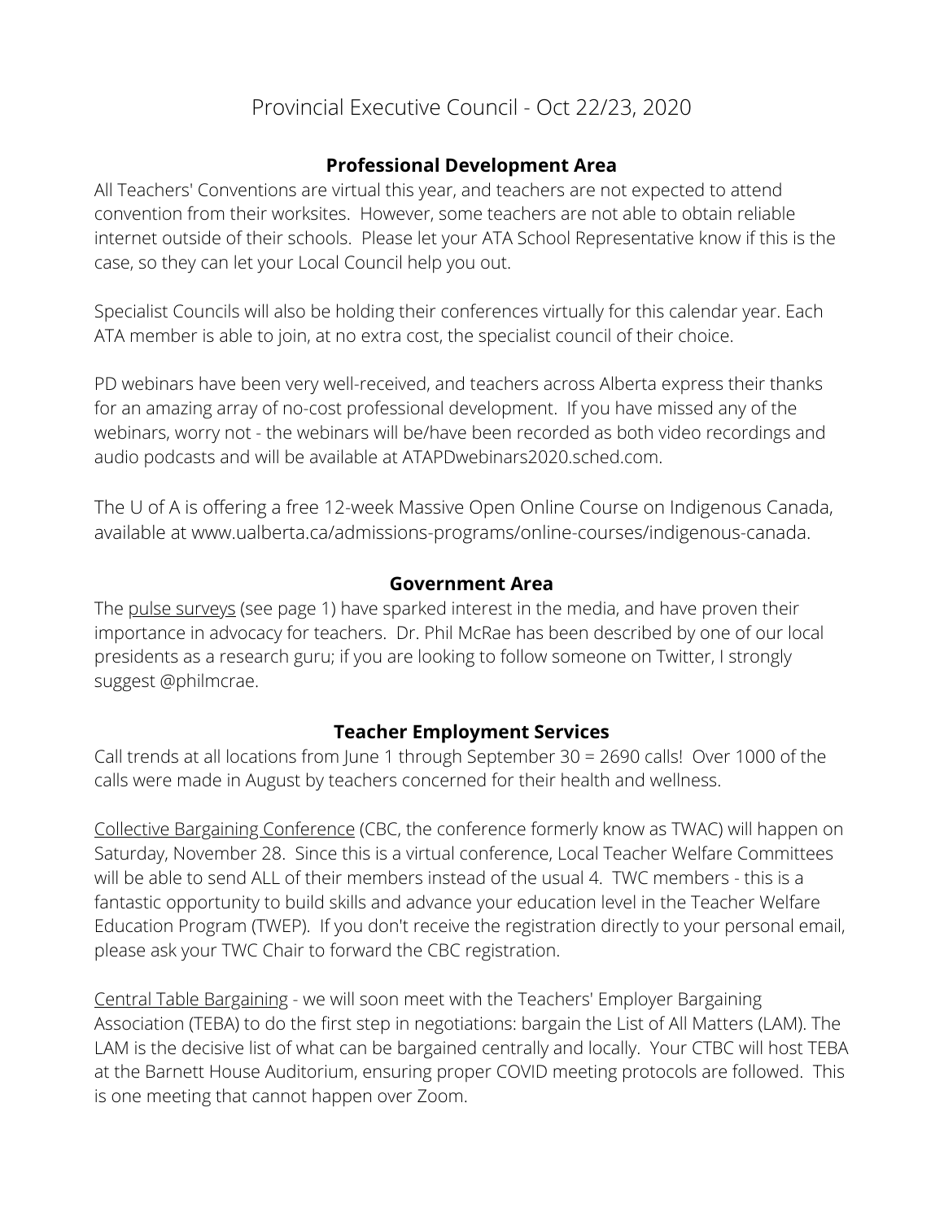# Provincial Executive Council - Oct 22/23, 2020

## Professional Development Area

All Teachers' Conventions are virtual this year, and teachers are not expected to attend convention from their worksites. However, some teachers are not able to obtain reliable internet outside of their schools. Please let your ATA School Representative know if this is the case, so they can let your Local Council help you out.

Specialist Councils will also be holding their conferences virtually for this calendar year. Each ATA member is able to join, at no extra cost, the specialist council of their choice.

PD webinars have been very well-received, and teachers across Alberta express their thanks for an amazing array of no-cost professional development. If you have missed any of the webinars, worry not - the webinars will be/have been recorded as both video recordings and audio podcasts and will be available at ATAPDwebinars2020.sched.com.

The U of A is offering a free 12-week Massive Open Online Course on Indigenous Canada, available at www.ualberta.ca/admissions-programs/online-courses/indigenous-canada.

## Government Area

The pulse surveys (see page 1) have sparked interest in the media, and have proven their importance in advocacy for teachers. Dr. Phil McRae has been described by one of our local presidents as a research guru; if you are looking to follow someone on Twitter, I strongly suggest @philmcrae.

## Teacher Employment Services

Call trends at all locations from June 1 through September 30 = 2690 calls! Over 1000 of the calls were made in August by teachers concerned for their health and wellness.

Collective Bargaining Conference (CBC, the conference formerly know as TWAC) will happen on Saturday, November 28. Since this is a virtual conference, Local Teacher Welfare Committees will be able to send ALL of their members instead of the usual 4. TWC members - this is a fantastic opportunity to build skills and advance your education level in the Teacher Welfare Education Program (TWEP). If you don't receive the registration directly to your personal email, please ask your TWC Chair to forward the CBC registration.

Central Table Bargaining - we will soon meet with the Teachers' Employer Bargaining Association (TEBA) to do the first step in negotiations: bargain the List of All Matters (LAM). The LAM is the decisive list of what can be bargained centrally and locally. Your CTBC will host TEBA at the Barnett House Auditorium, ensuring proper COVID meeting protocols are followed. This is one meeting that cannot happen over Zoom.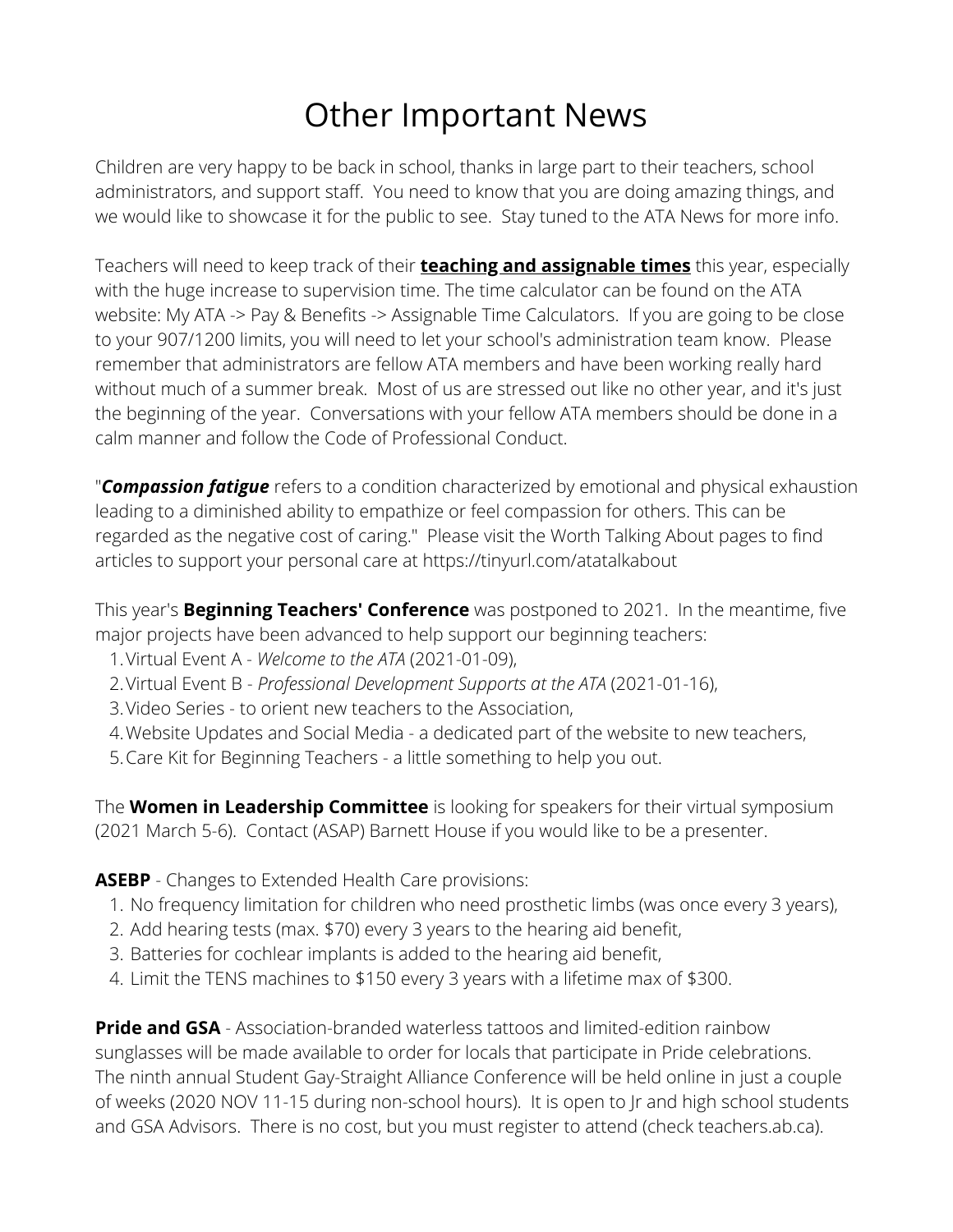# Other Important News

Children are very happy to be back in school, thanks in large part to their teachers, school administrators, and support staff. You need to know that you are doing amazing things, and we would like to showcase it for the public to see. Stay tuned to the ATA News for more info.

Teachers will need to keep track of their **teaching and assignable times** this year, especially with the huge increase to supervision time. The time calculator can be found on the ATA website: My ATA -> Pay & Benefits -> Assignable Time Calculators. If you are going to be close to your 907/1200 limits, you will need to let your school's administration team know. Please remember that administrators are fellow ATA members and have been working really hard without much of a summer break. Most of us are stressed out like no other year, and it's just the beginning of the year. Conversations with your fellow ATA members should be done in a calm manner and follow the Code of Professional Conduct.

"***Compassion fatigue*** refers to a condition characterized by emotional and physical exhaustion leading to a diminished ability to empathize or feel compassion for others. This can be regarded as the negative cost of caring." Please visit the Worth Talking About pages to find articles to support your personal care at https://tinyurl.com/atatalkabout

This year's **Beginning Teachers' Conference** was postponed to 2021. In the meantime, five major projects have been advanced to help support our beginning teachers:

1. Virtual Event A - *Welcome to the ATA* (2021-01-09),
2. Virtual Event B - *Professional Development Supports at the ATA* (2021-01-16),
3. Video Series - to orient new teachers to the Association,
4. Website Updates and Social Media - a dedicated part of the website to new teachers,
5. Care Kit for Beginning Teachers - a little something to help you out.

The **Women in Leadership Committee** is looking for speakers for their virtual symposium (2021 March 5-6). Contact (ASAP) Barnett House if you would like to be a presenter.

**ASEBP** - Changes to Extended Health Care provisions:

1. No frequency limitation for children who need prosthetic limbs (was once every 3 years),
2. Add hearing tests (max. $70) every 3 years to the hearing aid benefit,
3. Batteries for cochlear implants is added to the hearing aid benefit,
4. Limit the TENS machines to $150 every 3 years with a lifetime max of $300.

**Pride and GSA** - Association-branded waterless tattoos and limited-edition rainbow sunglasses will be made available to order for locals that participate in Pride celebrations. The ninth annual Student Gay-Straight Alliance Conference will be held online in just a couple of weeks (2020 NOV 11-15 during non-school hours). It is open to Jr and high school students and GSA Advisors. There is no cost, but you must register to attend (check teachers.ab.ca).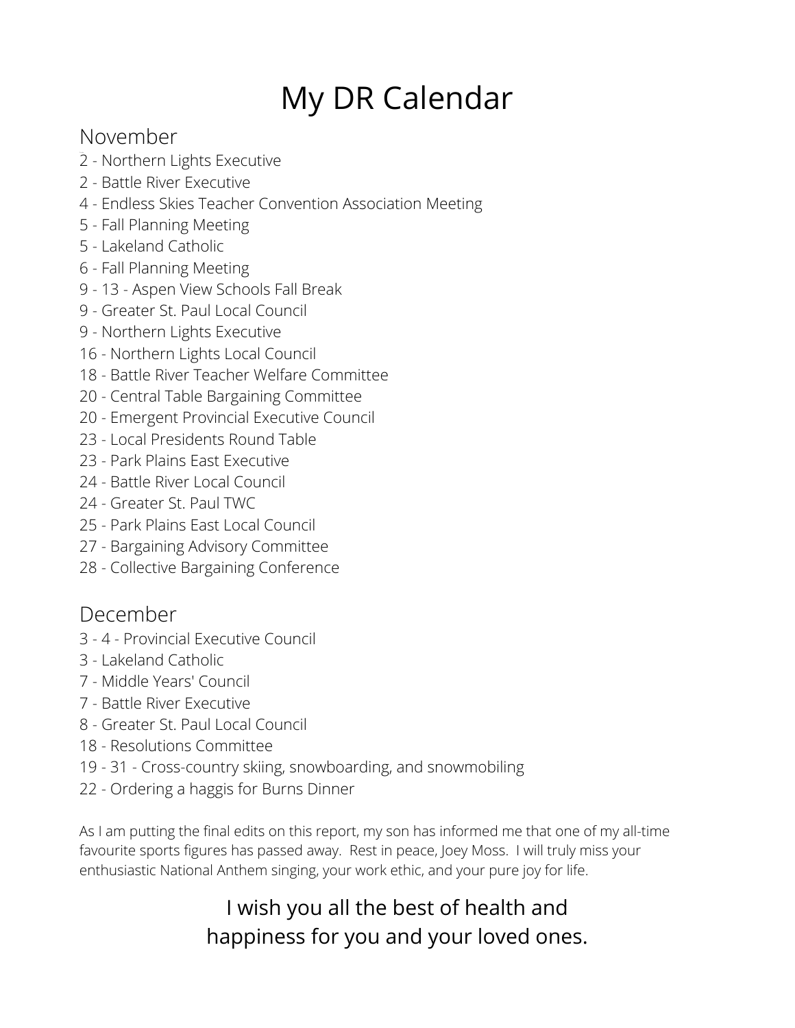# My DR Calendar

## November

2 - Northern Lights Executive
2 - Battle River Executive
4 - Endless Skies Teacher Convention Association Meeting
5 - Fall Planning Meeting
5 - Lakeland Catholic
6 - Fall Planning Meeting
9 - 13 - Aspen View Schools Fall Break
9 - Greater St. Paul Local Council
9 - Northern Lights Executive
16 - Northern Lights Local Council
18 - Battle River Teacher Welfare Committee
20 - Central Table Bargaining Committee
20 - Emergent Provincial Executive Council
23 - Local Presidents Round Table
23 - Park Plains East Executive
24 - Battle River Local Council
24 - Greater St. Paul TWC
25 - Park Plains East Local Council
27 - Bargaining Advisory Committee
28 - Collective Bargaining Conference

## December

3 - 4 - Provincial Executive Council
3 - Lakeland Catholic
7 - Middle Years' Council
7 - Battle River Executive
8 - Greater St. Paul Local Council
18 - Resolutions Committee
19 - 31 - Cross-country skiing, snowboarding, and snowmobiling
22 - Ordering a haggis for Burns Dinner

As I am putting the final edits on this report, my son has informed me that one of my all-time favourite sports figures has passed away. Rest in peace, Joey Moss. I will truly miss your enthusiastic National Anthem singing, your work ethic, and your pure joy for life.

I wish you all the best of health and happiness for you and your loved ones.